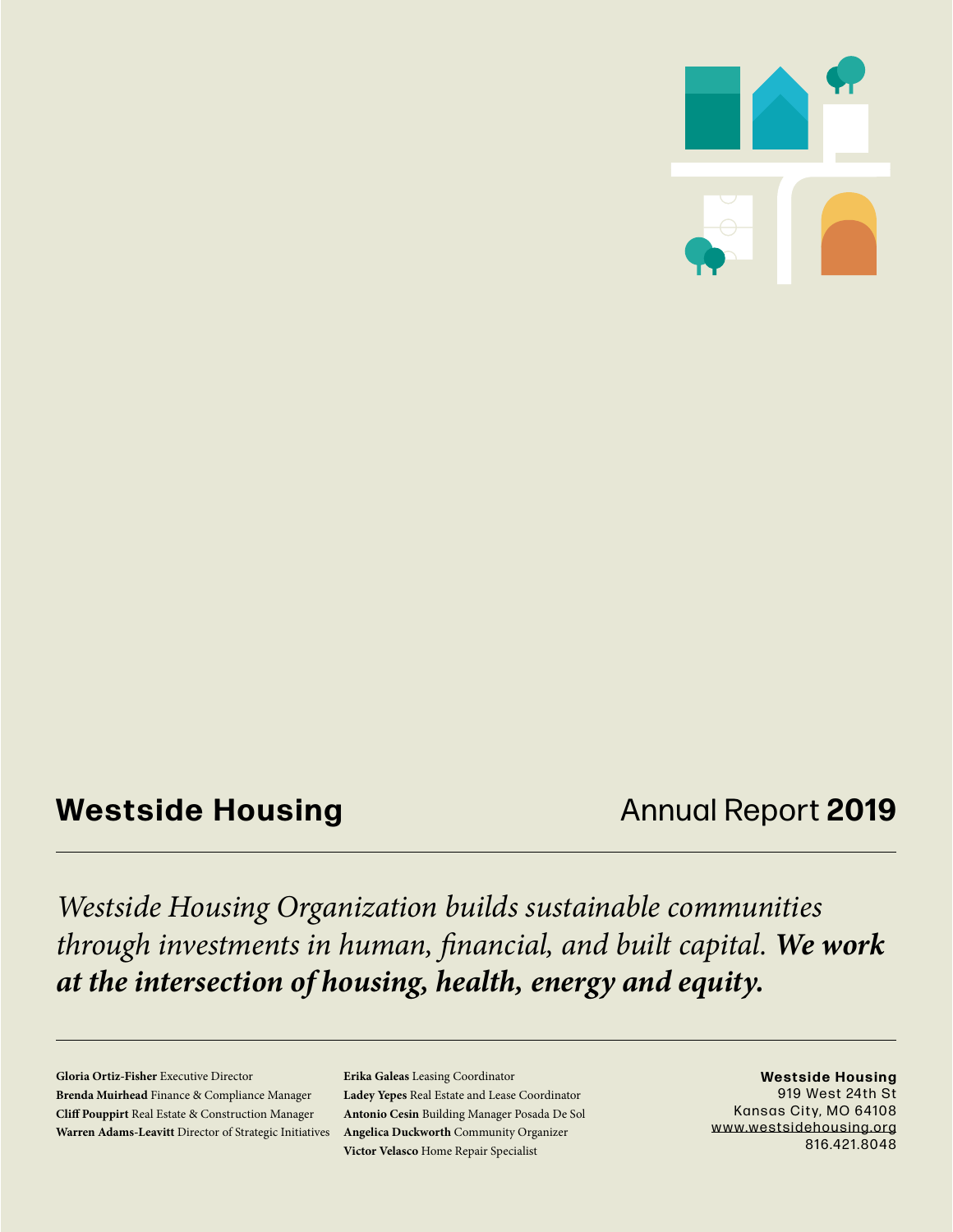# Westside Housing

## Annual Report **2019**

---

*Westside Housing Organization builds sustainable communities through investments in human, financial, and built capital.* ***We work at the intersection of housing, health, energy and equity.***

---

**Gloria Ortiz-Fisher** Executive Director
**Brenda Muirhead** Finance & Compliance Manager
**Cliff Pouppirt** Real Estate & Construction Manager
**Warren Adams-Leavitt** Director of Strategic Initiatives
**Erika Galeas** Leasing Coordinator
**Ladey Yepes** Real Estate and Lease Coordinator
**Antonio Cesin** Building Manager Posada De Sol
**Angelica Duckworth** Community Organizer
**Victor Velasco** Home Repair Specialist

**Westside Housing**
919 West 24th St
Kansas City, MO 64108
www.westsidehousing.org
816.421.8048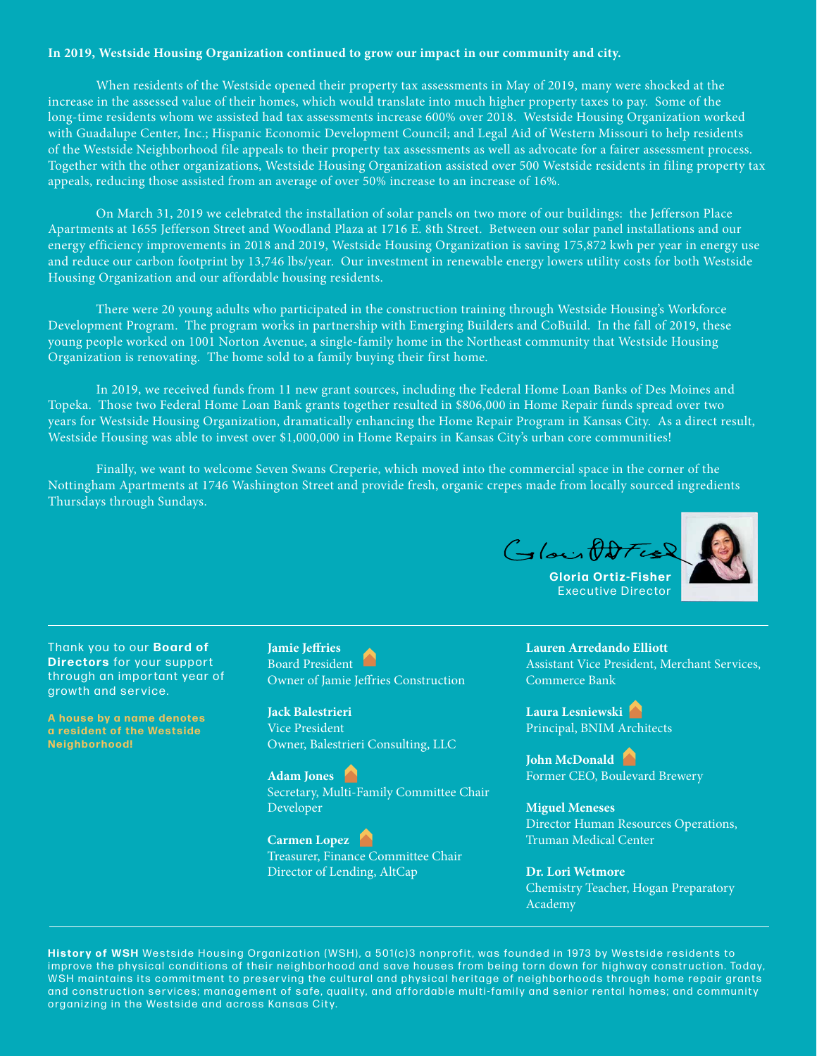**In 2019, Westside Housing Organization continued to grow our impact in our community and city.**

When residents of the Westside opened their property tax assessments in May of 2019, many were shocked at the increase in the assessed value of their homes, which would translate into much higher property taxes to pay. Some of the long-time residents whom we assisted had tax assessments increase 600% over 2018. Westside Housing Organization worked with Guadalupe Center, Inc.; Hispanic Economic Development Council; and Legal Aid of Western Missouri to help residents of the Westside Neighborhood file appeals to their property tax assessments as well as advocate for a fairer assessment process. Together with the other organizations, Westside Housing Organization assisted over 500 Westside residents in filing property tax appeals, reducing those assisted from an average of over 50% increase to an increase of 16%.

On March 31, 2019 we celebrated the installation of solar panels on two more of our buildings: the Jefferson Place Apartments at 1655 Jefferson Street and Woodland Plaza at 1716 E. 8th Street. Between our solar panel installations and our energy efficiency improvements in 2018 and 2019, Westside Housing Organization is saving 175,872 kwh per year in energy use and reduce our carbon footprint by 13,746 lbs/year. Our investment in renewable energy lowers utility costs for both Westside Housing Organization and our affordable housing residents.

There were 20 young adults who participated in the construction training through Westside Housing's Workforce Development Program. The program works in partnership with Emerging Builders and CoBuild. In the fall of 2019, these young people worked on 1001 Norton Avenue, a single-family home in the Northeast community that Westside Housing Organization is renovating. The home sold to a family buying their first home.

In 2019, we received funds from 11 new grant sources, including the Federal Home Loan Banks of Des Moines and Topeka. Those two Federal Home Loan Bank grants together resulted in $806,000 in Home Repair funds spread over two years for Westside Housing Organization, dramatically enhancing the Home Repair Program in Kansas City. As a direct result, Westside Housing was able to invest over $1,000,000 in Home Repairs in Kansas City's urban core communities!

Finally, we want to welcome Seven Swans Creperie, which moved into the commercial space in the corner of the Nottingham Apartments at 1746 Washington Street and provide fresh, organic crepes made from locally sourced ingredients Thursdays through Sundays.

**Gloria Ortiz-Fisher**
Executive Director

---

Thank you to our **Board of Directors** for your support through an important year of growth and service.

**A house by a name denotes a resident of the Westside Neighborhood!**

**Jamie Jeffries** 🏠
Board President
Owner of Jamie Jeffries Construction

**Jack Balestrieri**
Vice President
Owner, Balestrieri Consulting, LLC

**Adam Jones** 🏠
Secretary, Multi-Family Committee Chair
Developer

**Carmen Lopez** 🏠
Treasurer, Finance Committee Chair
Director of Lending, AltCap

**Lauren Arredando Elliott**
Assistant Vice President, Merchant Services, Commerce Bank

**Laura Lesniewski** 🏠
Principal, BNIM Architects

**John McDonald** 🏠
Former CEO, Boulevard Brewery

**Miguel Meneses**
Director Human Resources Operations, Truman Medical Center

**Dr. Lori Wetmore**
Chemistry Teacher, Hogan Preparatory Academy

---

**History of WSH** Westside Housing Organization (WSH), a 501(c)3 nonprofit, was founded in 1973 by Westside residents to improve the physical conditions of their neighborhood and save houses from being torn down for highway construction. Today, WSH maintains its commitment to preserving the cultural and physical heritage of neighborhoods through home repair grants and construction services; management of safe, quality, and affordable multi-family and senior rental homes; and community organizing in the Westside and across Kansas City.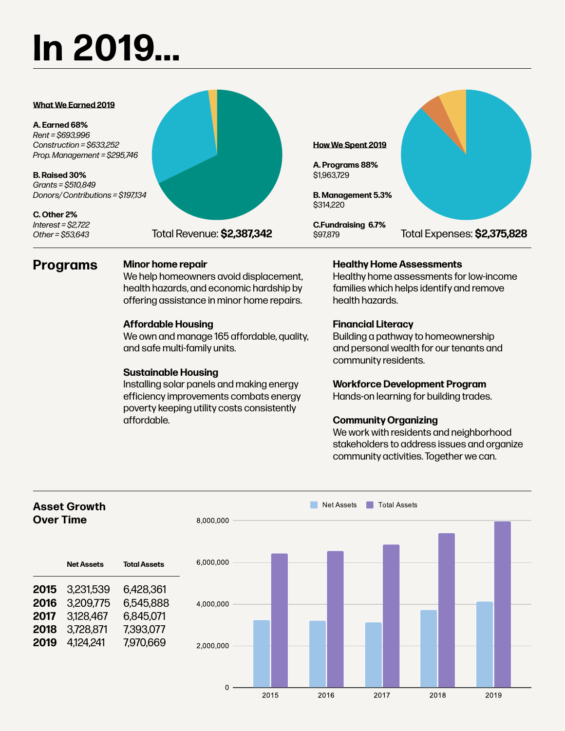# In 2019...

**What We Earned 2019**

**A. Earned 68%**
*Rent = $693,996*
*Construction = $633,252*
*Prop. Management = $295,746*

**B. Raised 30%**
*Grants = $510,849*
*Donors/ Contributions = $197,134*

**C. Other 2%**
*Interest = $2,722*
*Other = $53,643*

Total Revenue: **$2,387,342**

**How We Spent 2019**

**A. Programs 88%**
$1,963,729

**B. Management 5.3%**
$314,220

**C.Fundraising 6.7%**
$97,879

Total Expenses: **$2,375,828**

## Programs

**Minor home repair**
We help homeowners avoid displacement, health hazards, and economic hardship by offering assistance in minor home repairs.

**Affordable Housing**
We own and manage 165 affordable, quality, and safe multi-family units.

**Sustainable Housing**
Installing solar panels and making energy efficiency improvements combats energy poverty keeping utility costs consistently affordable.

**Healthy Home Assessments**
Healthy home assessments for low-income families which helps identify and remove health hazards.

**Financial Literacy**
Building a pathway to homeownership and personal wealth for our tenants and community residents.

**Workforce Development Program**
Hands-on learning for building trades.

**Community Organizing**
We work with residents and neighborhood stakeholders to address issues and organize community activities. Together we can.

## Asset Growth Over Time

| | Net Assets | Total Assets |
|---|---|---|
| **2015** | 3,231,539 | 6,428,361 |
| **2016** | 3,209,775 | 6,545,888 |
| **2017** | 3,128,467 | 6,845,071 |
| **2018** | 3,728,871 | 7,393,077 |
| **2019** | 4,124,241 | 7,970,669 |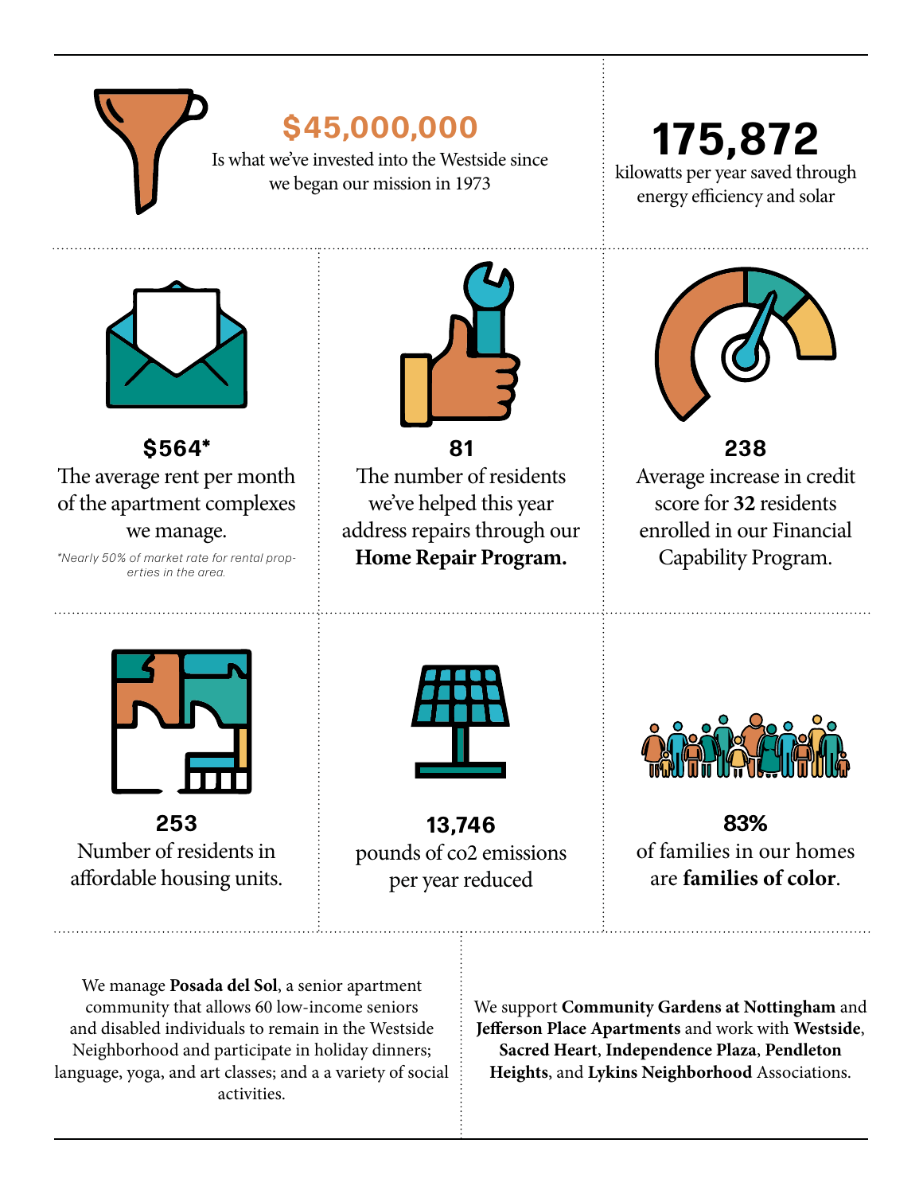**$45,000,000**

Is what we've invested into the Westside since we began our mission in 1973

**175,872**

kilowatts per year saved through energy efficiency and solar

**$564***

The average rent per month of the apartment complexes we manage.

*\*Nearly 50% of market rate for rental properties in the area.*

**81**

The number of residents we've helped this year address repairs through our **Home Repair Program.**

**238**

Average increase in credit score for **32** residents enrolled in our Financial Capability Program.

**253**

Number of residents in affordable housing units.

**13,746**

pounds of co2 emissions per year reduced

**83%**

of families in our homes are **families of color**.

We manage **Posada del Sol**, a senior apartment community that allows 60 low-income seniors and disabled individuals to remain in the Westside Neighborhood and participate in holiday dinners; language, yoga, and art classes; and a a variety of social activities.

We support **Community Gardens at Nottingham** and **Jefferson Place Apartments** and work with **Westside**, **Sacred Heart**, **Independence Plaza**, **Pendleton Heights**, and **Lykins Neighborhood** Associations.